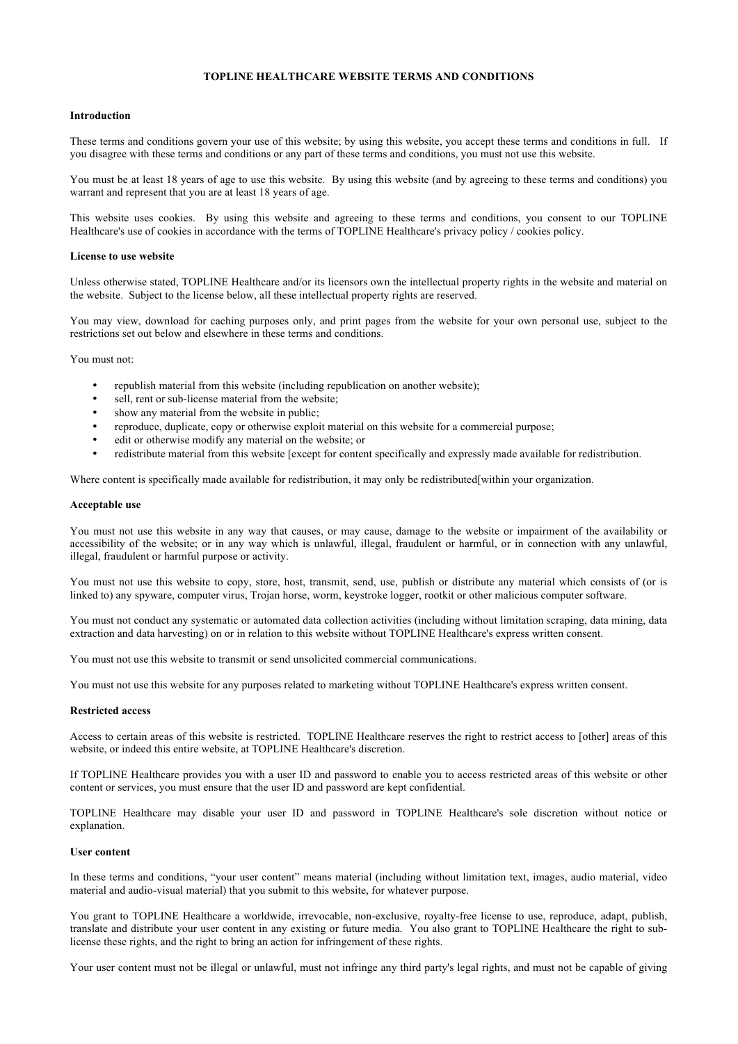# TOPLINE HEALTHCARE WEBSITE TERMS AND CONDITIONS

**Introduction**

These terms and conditions govern your use of this website; by using this website, you accept these terms and conditions in full. If you disagree with these terms and conditions or any part of these terms and conditions, you must not use this website.

You must be at least 18 years of age to use this website. By using this website (and by agreeing to these terms and conditions) you warrant and represent that you are at least 18 years of age.

This website uses cookies. By using this website and agreeing to these terms and conditions, you consent to our TOPLINE Healthcare's use of cookies in accordance with the terms of TOPLINE Healthcare's privacy policy / cookies policy.

**License to use website**

Unless otherwise stated, TOPLINE Healthcare and/or its licensors own the intellectual property rights in the website and material on the website. Subject to the license below, all these intellectual property rights are reserved.

You may view, download for caching purposes only, and print pages from the website for your own personal use, subject to the restrictions set out below and elsewhere in these terms and conditions.

You must not:

- republish material from this website (including republication on another website);
- sell, rent or sub-license material from the website;
- show any material from the website in public;
- reproduce, duplicate, copy or otherwise exploit material on this website for a commercial purpose;
- edit or otherwise modify any material on the website; or
- redistribute material from this website [except for content specifically and expressly made available for redistribution.

Where content is specifically made available for redistribution, it may only be redistributed[within your organization.

**Acceptable use**

You must not use this website in any way that causes, or may cause, damage to the website or impairment of the availability or accessibility of the website; or in any way which is unlawful, illegal, fraudulent or harmful, or in connection with any unlawful, illegal, fraudulent or harmful purpose or activity.

You must not use this website to copy, store, host, transmit, send, use, publish or distribute any material which consists of (or is linked to) any spyware, computer virus, Trojan horse, worm, keystroke logger, rootkit or other malicious computer software.

You must not conduct any systematic or automated data collection activities (including without limitation scraping, data mining, data extraction and data harvesting) on or in relation to this website without TOPLINE Healthcare's express written consent.

You must not use this website to transmit or send unsolicited commercial communications.

You must not use this website for any purposes related to marketing without TOPLINE Healthcare's express written consent.

**Restricted access**

Access to certain areas of this website is restricted. TOPLINE Healthcare reserves the right to restrict access to [other] areas of this website, or indeed this entire website, at TOPLINE Healthcare's discretion.

If TOPLINE Healthcare provides you with a user ID and password to enable you to access restricted areas of this website or other content or services, you must ensure that the user ID and password are kept confidential.

TOPLINE Healthcare may disable your user ID and password in TOPLINE Healthcare's sole discretion without notice or explanation.

**User content**

In these terms and conditions, “your user content” means material (including without limitation text, images, audio material, video material and audio-visual material) that you submit to this website, for whatever purpose.

You grant to TOPLINE Healthcare a worldwide, irrevocable, non-exclusive, royalty-free license to use, reproduce, adapt, publish, translate and distribute your user content in any existing or future media. You also grant to TOPLINE Healthcare the right to sub-license these rights, and the right to bring an action for infringement of these rights.

Your user content must not be illegal or unlawful, must not infringe any third party's legal rights, and must not be capable of giving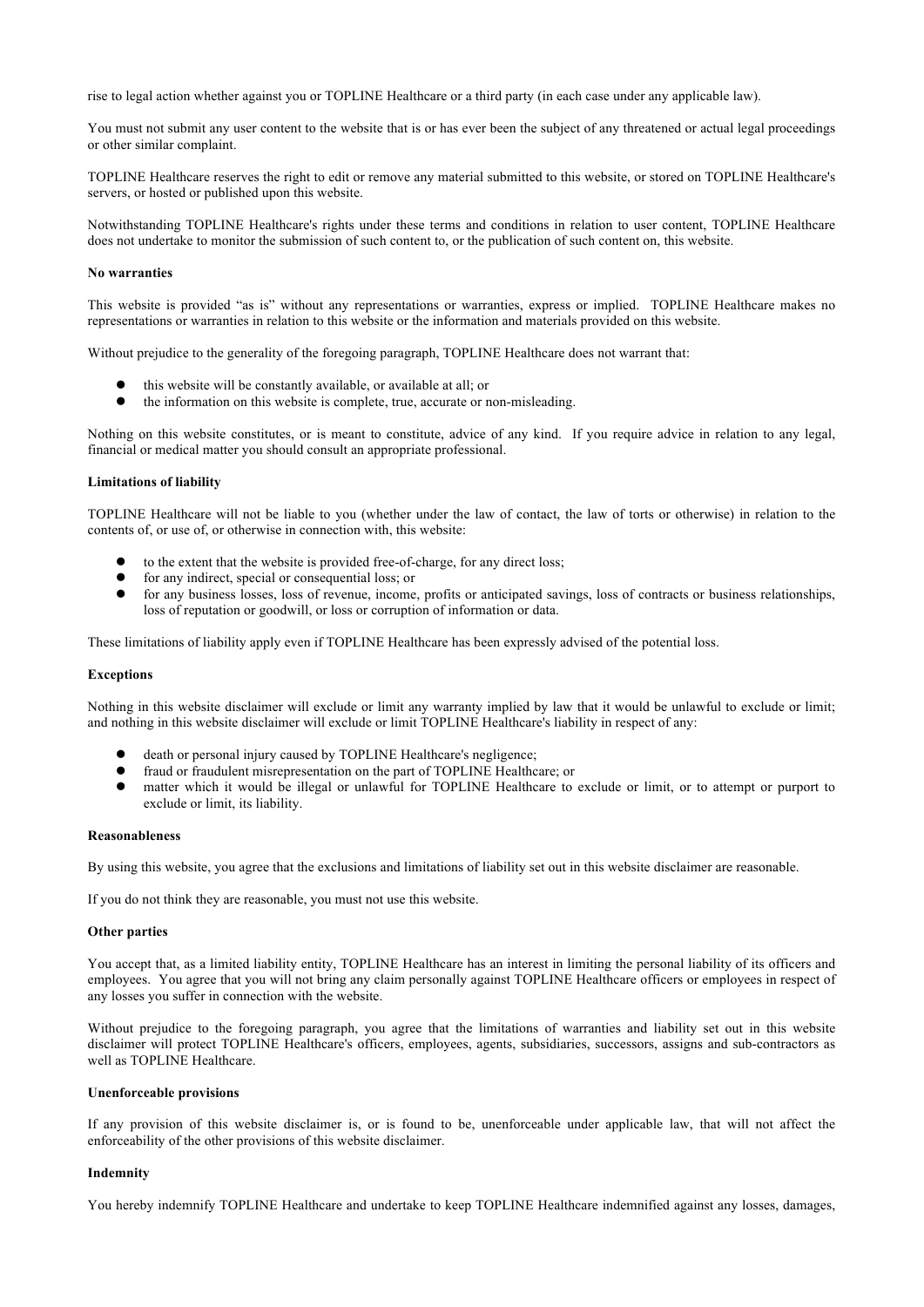rise to legal action whether against you or TOPLINE Healthcare or a third party (in each case under any applicable law).

You must not submit any user content to the website that is or has ever been the subject of any threatened or actual legal proceedings or other similar complaint.

TOPLINE Healthcare reserves the right to edit or remove any material submitted to this website, or stored on TOPLINE Healthcare's servers, or hosted or published upon this website.

Notwithstanding TOPLINE Healthcare's rights under these terms and conditions in relation to user content, TOPLINE Healthcare does not undertake to monitor the submission of such content to, or the publication of such content on, this website.

**No warranties**

This website is provided "as is" without any representations or warranties, express or implied. TOPLINE Healthcare makes no representations or warranties in relation to this website or the information and materials provided on this website.

Without prejudice to the generality of the foregoing paragraph, TOPLINE Healthcare does not warrant that:

- this website will be constantly available, or available at all; or
- the information on this website is complete, true, accurate or non-misleading.

Nothing on this website constitutes, or is meant to constitute, advice of any kind. If you require advice in relation to any legal, financial or medical matter you should consult an appropriate professional.

**Limitations of liability**

TOPLINE Healthcare will not be liable to you (whether under the law of contact, the law of torts or otherwise) in relation to the contents of, or use of, or otherwise in connection with, this website:

- to the extent that the website is provided free-of-charge, for any direct loss;
- for any indirect, special or consequential loss; or
- for any business losses, loss of revenue, income, profits or anticipated savings, loss of contracts or business relationships, loss of reputation or goodwill, or loss or corruption of information or data.

These limitations of liability apply even if TOPLINE Healthcare has been expressly advised of the potential loss.

**Exceptions**

Nothing in this website disclaimer will exclude or limit any warranty implied by law that it would be unlawful to exclude or limit; and nothing in this website disclaimer will exclude or limit TOPLINE Healthcare's liability in respect of any:

- death or personal injury caused by TOPLINE Healthcare's negligence;
- fraud or fraudulent misrepresentation on the part of TOPLINE Healthcare; or
- matter which it would be illegal or unlawful for TOPLINE Healthcare to exclude or limit, or to attempt or purport to exclude or limit, its liability.

**Reasonableness**

By using this website, you agree that the exclusions and limitations of liability set out in this website disclaimer are reasonable.

If you do not think they are reasonable, you must not use this website.

**Other parties**

You accept that, as a limited liability entity, TOPLINE Healthcare has an interest in limiting the personal liability of its officers and employees. You agree that you will not bring any claim personally against TOPLINE Healthcare officers or employees in respect of any losses you suffer in connection with the website.

Without prejudice to the foregoing paragraph, you agree that the limitations of warranties and liability set out in this website disclaimer will protect TOPLINE Healthcare's officers, employees, agents, subsidiaries, successors, assigns and sub-contractors as well as TOPLINE Healthcare.

**Unenforceable provisions**

If any provision of this website disclaimer is, or is found to be, unenforceable under applicable law, that will not affect the enforceability of the other provisions of this website disclaimer.

**Indemnity**

You hereby indemnify TOPLINE Healthcare and undertake to keep TOPLINE Healthcare indemnified against any losses, damages,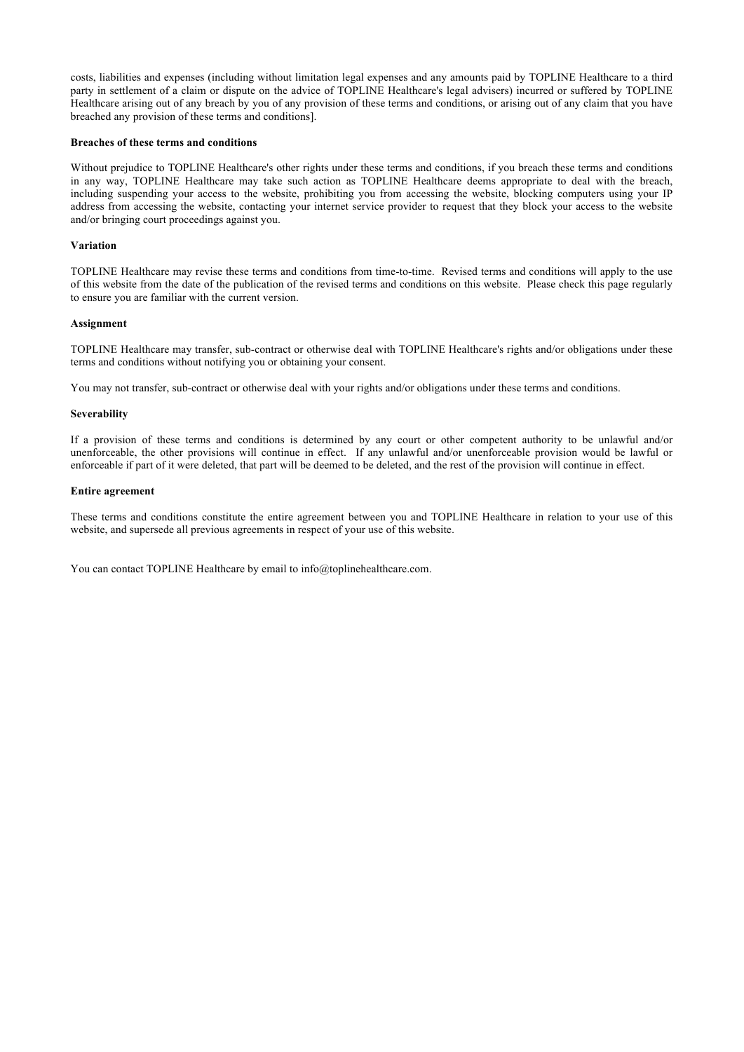costs, liabilities and expenses (including without limitation legal expenses and any amounts paid by TOPLINE Healthcare to a third party in settlement of a claim or dispute on the advice of TOPLINE Healthcare's legal advisers) incurred or suffered by TOPLINE Healthcare arising out of any breach by you of any provision of these terms and conditions, or arising out of any claim that you have breached any provision of these terms and conditions].

**Breaches of these terms and conditions**

Without prejudice to TOPLINE Healthcare's other rights under these terms and conditions, if you breach these terms and conditions in any way, TOPLINE Healthcare may take such action as TOPLINE Healthcare deems appropriate to deal with the breach, including suspending your access to the website, prohibiting you from accessing the website, blocking computers using your IP address from accessing the website, contacting your internet service provider to request that they block your access to the website and/or bringing court proceedings against you.

**Variation**

TOPLINE Healthcare may revise these terms and conditions from time-to-time. Revised terms and conditions will apply to the use of this website from the date of the publication of the revised terms and conditions on this website. Please check this page regularly to ensure you are familiar with the current version.

**Assignment**

TOPLINE Healthcare may transfer, sub-contract or otherwise deal with TOPLINE Healthcare's rights and/or obligations under these terms and conditions without notifying you or obtaining your consent.

You may not transfer, sub-contract or otherwise deal with your rights and/or obligations under these terms and conditions.

**Severability**

If a provision of these terms and conditions is determined by any court or other competent authority to be unlawful and/or unenforceable, the other provisions will continue in effect. If any unlawful and/or unenforceable provision would be lawful or enforceable if part of it were deleted, that part will be deemed to be deleted, and the rest of the provision will continue in effect.

**Entire agreement**

These terms and conditions constitute the entire agreement between you and TOPLINE Healthcare in relation to your use of this website, and supersede all previous agreements in respect of your use of this website.

You can contact TOPLINE Healthcare by email to info@toplinehealthcare.com.